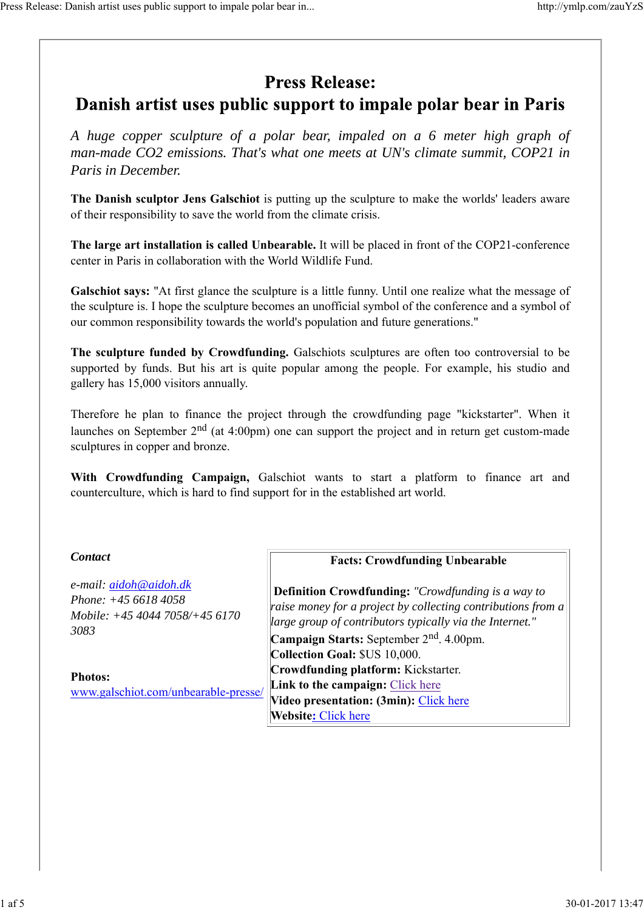# Press Release:
# Danish artist uses public support to impale polar bear in Paris

*A huge copper sculpture of a polar bear, impaled on a 6 meter high graph of man-made CO2 emissions. That's what one meets at UN's climate summit, COP21 in Paris in December.*

**The Danish sculptor Jens Galschiot** is putting up the sculpture to make the worlds' leaders aware of their responsibility to save the world from the climate crisis.

**The large art installation is called Unbearable.** It will be placed in front of the COP21-conference center in Paris in collaboration with the World Wildlife Fund.

**Galschiot says:** "At first glance the sculpture is a little funny. Until one realize what the message of the sculpture is. I hope the sculpture becomes an unofficial symbol of the conference and a symbol of our common responsibility towards the world's population and future generations."

**The sculpture funded by Crowdfunding.** Galschiots sculptures are often too controversial to be supported by funds. But his art is quite popular among the people. For example, his studio and gallery has 15,000 visitors annually.

Therefore he plan to finance the project through the crowdfunding page "kickstarter". When it launches on September 2nd (at 4:00pm) one can support the project and in return get custom-made sculptures in copper and bronze.

**With Crowdfunding Campaign,** Galschiot wants to start a platform to finance art and counterculture, which is hard to find support for in the established art world.

***Contact***

*e-mail: aidoh@aidoh.dk*
*Phone: +45 6618 4058*
*Mobile: +45 4044 7058/+45 6170 3083*

**Photos:**
www.galschiot.com/unbearable-presse/

**Facts: Crowdfunding Unbearable**

**Definition Crowdfunding:** *"Crowdfunding is a way to raise money for a project by collecting contributions from a large group of contributors typically via the Internet."*
**Campaign Starts:** September 2nd. 4.00pm.
**Collection Goal:** $US 10,000.
**Crowdfunding platform:** Kickstarter.
**Link to the campaign:** Click here
**Video presentation: (3min):** Click here
**Website:** Click here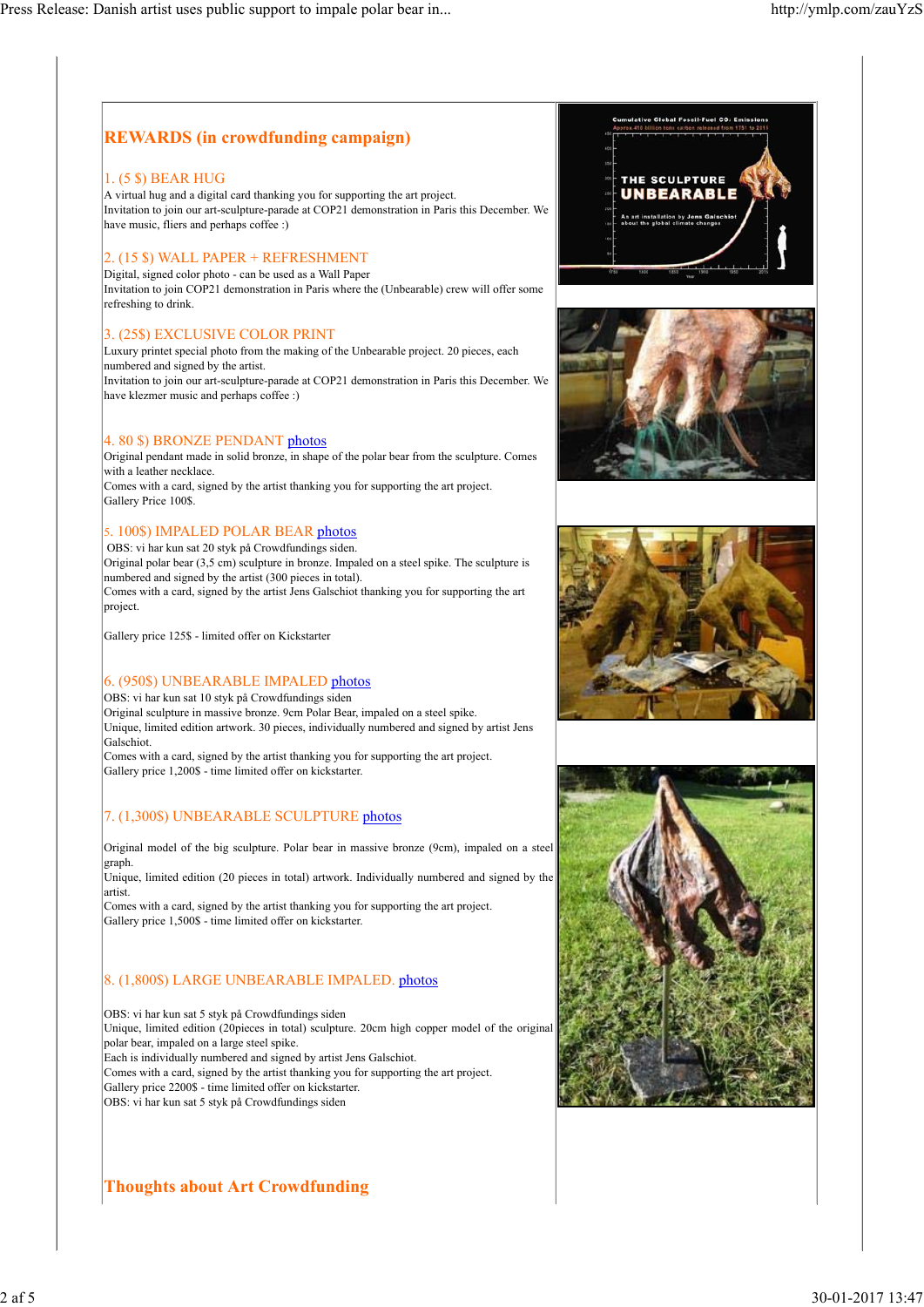## REWARDS (in crowdfunding campaign)

### 1. (5 $) BEAR HUG

A virtual hug and a digital card thanking you for supporting the art project.
Invitation to join our art-sculpture-parade at COP21 demonstration in Paris this December. We have music, fliers and perhaps coffee :)

### 2. (15 $) WALL PAPER + REFRESHMENT

Digital, signed color photo - can be used as a Wall Paper
Invitation to join COP21 demonstration in Paris where the (Unbearable) crew will offer some refreshing to drink.

### 3. (25$) EXCLUSIVE COLOR PRINT

Luxury printet special photo from the making of the Unbearable project. 20 pieces, each numbered and signed by the artist.
Invitation to join our art-sculpture-parade at COP21 demonstration in Paris this December. We have klezmer music and perhaps coffee :)

### 4. 80 $) BRONZE PENDANT photos

Original pendant made in solid bronze, in shape of the polar bear from the sculpture. Comes with a leather necklace.
Comes with a card, signed by the artist thanking you for supporting the art project.
Gallery Price 100$.

### 5. 100$) IMPALED POLAR BEAR photos

OBS: vi har kun sat 20 styk på Crowdfundings siden.
Original polar bear (3,5 cm) sculpture in bronze. Impaled on a steel spike. The sculpture is numbered and signed by the artist (300 pieces in total).
Comes with a card, signed by the artist Jens Galschiot thanking you for supporting the art project.

Gallery price 125$ - limited offer on Kickstarter

### 6. (950$) UNBEARABLE IMPALED photos

OBS: vi har kun sat 10 styk på Crowdfundings siden
Original sculpture in massive bronze. 9cm Polar Bear, impaled on a steel spike.
Unique, limited edition artwork. 30 pieces, individually numbered and signed by artist Jens Galschiot.
Comes with a card, signed by the artist thanking you for supporting the art project.
Gallery price 1,200$ - time limited offer on kickstarter.

### 7. (1,300$) UNBEARABLE SCULPTURE photos

Original model of the big sculpture. Polar bear in massive bronze (9cm), impaled on a steel graph.
Unique, limited edition (20 pieces in total) artwork. Individually numbered and signed by the artist.
Comes with a card, signed by the artist thanking you for supporting the art project.
Gallery price 1,500$ - time limited offer on kickstarter.

### 8. (1,800$) LARGE UNBEARABLE IMPALED. photos

OBS: vi har kun sat 5 styk på Crowdfundings siden
Unique, limited edition (20pieces in total) sculpture. 20cm high copper model of the original polar bear, impaled on a large steel spike.
Each is individually numbered and signed by artist Jens Galschiot.
Comes with a card, signed by the artist thanking you for supporting the art project.
Gallery price 2200$ - time limited offer on kickstarter.
OBS: vi har kun sat 5 styk på Crowdfundings siden

## Thoughts about Art Crowdfunding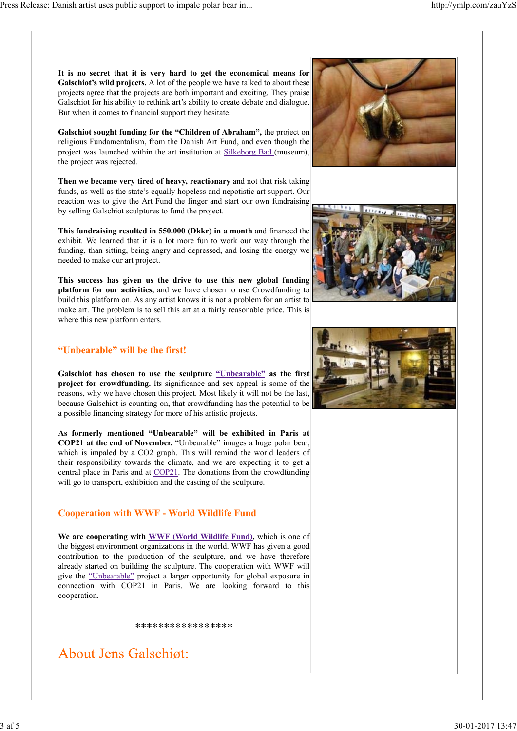**It is no secret that it is very hard to get the economical means for Galschiot's wild projects.** A lot of the people we have talked to about these projects agree that the projects are both important and exciting. They praise Galschiot for his ability to rethink art's ability to create debate and dialogue. But when it comes to financial support they hesitate.

**Galschiot sought funding for the "Children of Abraham",** the project on religious Fundamentalism, from the Danish Art Fund, and even though the project was launched within the art institution at Silkeborg Bad (museum), the project was rejected.

**Then we became very tired of heavy, reactionary** and not that risk taking funds, as well as the state's equally hopeless and nepotistic art support. Our reaction was to give the Art Fund the finger and start our own fundraising by selling Galschiot sculptures to fund the project.

**This fundraising resulted in 550.000 (Dkkr) in a month** and financed the exhibit. We learned that it is a lot more fun to work our way through the funding, than sitting, being angry and depressed, and losing the energy we needed to make our art project.

**This success has given us the drive to use this new global funding platform for our activities,** and we have chosen to use Crowdfunding to build this platform on. As any artist knows it is not a problem for an artist to make art. The problem is to sell this art at a fairly reasonable price. This is where this new platform enters.

## "Unbearable" will be the first!

**Galschiot has chosen to use the sculpture "Unbearable" as the first project for crowdfunding.** Its significance and sex appeal is some of the reasons, why we have chosen this project. Most likely it will not be the last, because Galschiot is counting on, that crowdfunding has the potential to be a possible financing strategy for more of his artistic projects.

**As formerly mentioned "Unbearable" will be exhibited in Paris at COP21 at the end of November.** "Unbearable" images a huge polar bear, which is impaled by a $CO_2$ graph. This will remind the world leaders of their responsibility towards the climate, and we are expecting it to get a central place in Paris and at COP21. The donations from the crowdfunding will go to transport, exhibition and the casting of the sculpture.

## Cooperation with WWF - World Wildlife Fund

**We are cooperating with WWF (World Wildlife Fund),** which is one of the biggest environment organizations in the world. WWF has given a good contribution to the production of the sculpture, and we have therefore already started on building the sculpture. The cooperation with WWF will give the "Unbearable" project a larger opportunity for global exposure in connection with COP21 in Paris. We are looking forward to this cooperation.

*****************

# About Jens Galschiøt: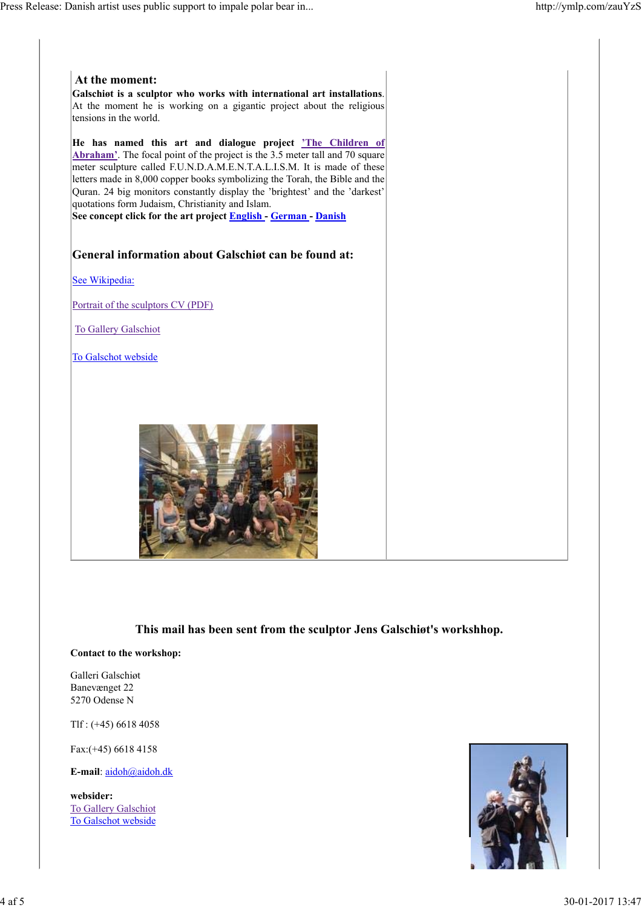## At the moment:

**Galschiøt is a sculptor who works with international art installations**. At the moment he is working on a gigantic project about the religious tensions in the world.

**He has named this art and dialogue project** **'The Children of Abraham'**. The focal point of the project is the 3.5 meter tall and 70 square meter sculpture called F.U.N.D.A.M.E.N.T.A.L.I.S.M. It is made of these letters made in 8,000 copper books symbolizing the Torah, the Bible and the Quran. 24 big monitors constantly display the 'brightest' and the 'darkest' quotations form Judaism, Christianity and Islam.

**See concept click for the art project** **English** - **German** - **Danish**

### General information about Galschiøt can be found at:

See Wikipedia:

Portrait of the sculptors CV (PDF)

To Gallery Galschiot

To Galschot webside

### This mail has been sent from the sculptor Jens Galschiøt's workshhop.

**Contact to the workshop:**

Galleri Galschiøt
Banevænget 22
5270 Odense N

Tlf : (+45) 6618 4058

Fax:(+45) 6618 4158

**E-mail**: aidoh@aidoh.dk

**websider:**
To Gallery Galschiot
To Galschot webside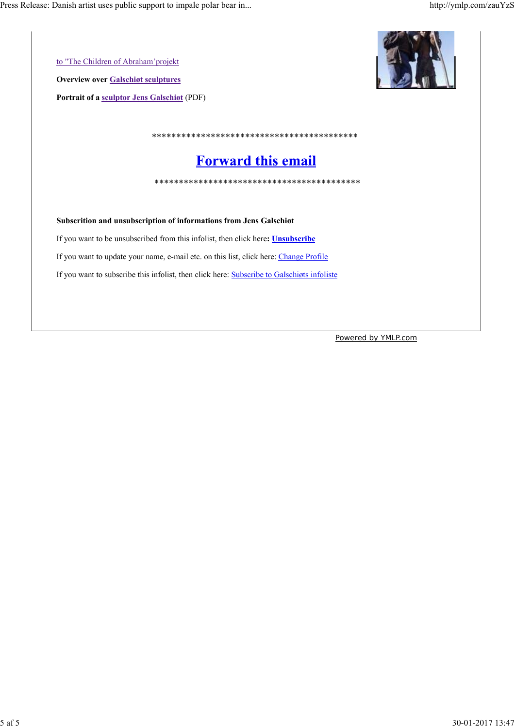[to "The Children of Abraham'projekt]

**Overview over [Galschiøt sculptures]**

**Portrait of a [sculptor Jens Galschiøt]** (PDF)

******************************************

## [Forward this email]

******************************************

**Subscrition and unsubscription of informations from Jens Galschiøt**

If you want to be unsubscribed from this infolist, then click here**: [Unsubscribe]**

If you want to update your name, e-mail etc. on this list, click here: [Change Profile]

If you want to subscribe this infolist, then click here: [Subscribe to Galschiøts infoliste]

Powered by YMLP.com